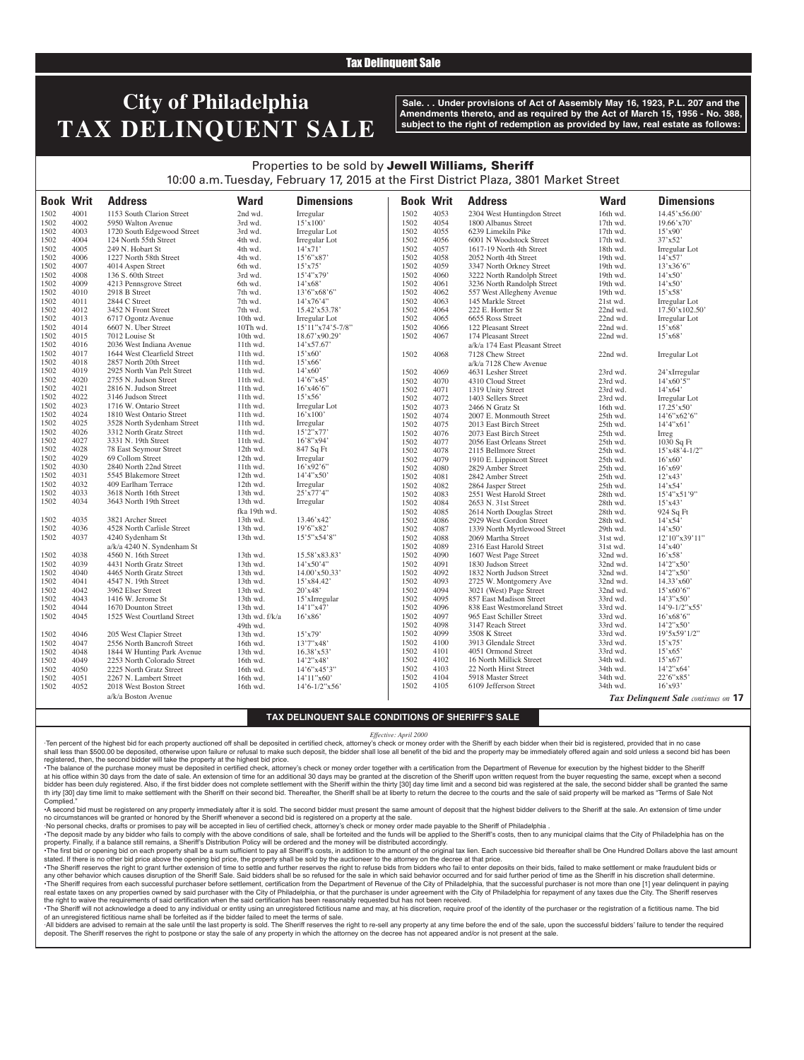## Tax Delinquent Sale

# City of Philadelphia TAX DELINQUENT SALE

**Sale. . . Under provisions of Act of Assembly May 16, 1923, P.L. 207 and the Amendments thereto, and as required by the Act of March 15, 1956 - No. 388, subject to the right of redemption as provided by law, real estate as follows:**

Properties to be sold by **Jewell Williams, Sheriff**

10:00 a.m. Tuesday, February 17, 2015 at the First District Plaza, 3801 Market Street

| Book | Writ | Address | Ward | Dimensions |
|---|---|---|---|---|
| 1502 | 4001 | 1153 South Clarion Street | 2nd wd. | Irregular |
| 1502 | 4002 | 5950 Walton Avenue | 3rd wd. | 15'x100' |
| 1502 | 4003 | 1720 South Edgewood Street | 3rd wd. | Irregular Lot |
| 1502 | 4004 | 124 North 55th Street | 4th wd. | Irregular Lot |
| 1502 | 4005 | 249 N. Hobart St | 4th wd. | 14'x71' |
| 1502 | 4006 | 1227 North 58th Street | 4th wd. | 15'6"x87' |
| 1502 | 4007 | 4014 Aspen Street | 6th wd. | 15'x75' |
| 1502 | 4008 | 136 S. 60th Street | 3rd wd. | 15'4"x79' |
| 1502 | 4009 | 4213 Pennsgrove Street | 6th wd. | 14'x68' |
| 1502 | 4010 | 2918 B Street | 7th wd. | 13'6"x68'6" |
| 1502 | 4011 | 2844 C Street | 7th wd. | 14'x76'4" |
| 1502 | 4012 | 3452 N Front Street | 7th wd. | 15.42'x53.78' |
| 1502 | 4013 | 6717 Ogontz Avenue | 10th wd. | Irregular Lot |
| 1502 | 4014 | 6607 N. Uber Street | 10Th wd. | 15'11"x74'5-7/8" |
| 1502 | 4015 | 7012 Louise St | 10th wd. | 18.67'x90.29' |
| 1502 | 4016 | 2036 West Indiana Avenue | 11th wd. | 14'x57.67' |
| 1502 | 4017 | 1644 West Clearfield Street | 11th wd. | 15'x60' |
| 1502 | 4018 | 2857 North 20th Street | 11th wd. | 15'x66' |
| 1502 | 4019 | 2925 North Van Pelt Street | 11th wd. | 14'x60' |
| 1502 | 4020 | 2755 N. Judson Street | 11th wd. | 14'6"x45' |
| 1502 | 4021 | 2816 N. Judson Street | 11th wd. | 16'x46'6" |
| 1502 | 4022 | 3146 Judson Street | 11th wd. | 15'x56' |
| 1502 | 4023 | 1716 W. Ontario Street | 11th wd. | Irregular Lot |
| 1502 | 4024 | 1810 West Ontario Street | 11th wd. | 16'x100' |
| 1502 | 4025 | 3528 North Sydenham Street | 11th wd. | Irregular |
| 1502 | 4026 | 3312 North Gratz Street | 11th wd. | 15'2"x77' |
| 1502 | 4027 | 3331 N. 19th Street | 11th wd. | 16'8"x94' |
| 1502 | 4028 | 78 East Seymour Street | 12th wd. | 847 Sq Ft |
| 1502 | 4029 | 69 Collom Street | 12th wd. | Irregular |
| 1502 | 4030 | 2840 North 22nd Street | 11th wd. | 16'x92'6" |
| 1502 | 4031 | 5545 Blakemore Street | 12th wd. | 14'4"x50' |
| 1502 | 4032 | 409 Earlham Terrace | 12th wd. | Irregular |
| 1502 | 4033 | 3618 North 16th Street | 13th wd. | 25'x77'4" |
| 1502 | 4034 | 3643 North 19th Street | 13th wd. fka 19th wd. | Irregular |
| 1502 | 4035 | 3821 Archer Street | 13th wd. | 13.46'x42' |
| 1502 | 4036 | 4528 North Carlisle Street | 13th wd. | 19'6"x82' |
| 1502 | 4037 | 4240 Sydenham St a/k/a 4240 N. Syndenham St | 13th wd. | 15'5"x54'8" |
| 1502 | 4038 | 4560 N. 16th Street | 13th wd. | 15.58'x83.83' |
| 1502 | 4039 | 4431 North Gratz Street | 13th wd. | 14'x50'4" |
| 1502 | 4040 | 4465 North Gratz Street | 13th wd. | 14.00'x50.33' |
| 1502 | 4041 | 4547 N. 19th Street | 13th wd. | 15'x84.42' |
| 1502 | 4042 | 3962 Elser Street | 13th wd. | 20'x48' |
| 1502 | 4043 | 1416 W. Jerome St | 13th wd. | 15'xIrregular |
| 1502 | 4044 | 1670 Dounton Street | 13th wd. | 14'1"x47' |
| 1502 | 4045 | 1525 West Courtland Street | 13th wd. f/k/a 49th wd. | 16'x86' |
| 1502 | 4046 | 205 West Clapier Street | 13th wd. | 15'x79' |
| 1502 | 4047 | 2556 North Bancroft Street | 16th wd. | 13'7"x48' |
| 1502 | 4048 | 1844 W Hunting Park Avenue | 13th wd. | 16.38'x53' |
| 1502 | 4049 | 2253 North Colorado Street | 16th wd. | 14'2"x48' |
| 1502 | 4050 | 2225 North Gratz Street | 16th wd. | 14'6"x45'3" |
| 1502 | 4051 | 2267 N. Lambert Street | 16th wd. | 14'11"x60' |
| 1502 | 4052 | 2018 West Boston Street a/k/a Boston Avenue | 16th wd. | 14'6-1/2"x56' |
| 1502 | 4053 | 2304 West Huntingdon Street | 16th wd. | 14.45'x56.00' |
| 1502 | 4054 | 1800 Albanus Street | 17th wd. | 19.66'x70' |
| 1502 | 4055 | 6239 Limekiln Pike | 17th wd. | 15'x90' |
| 1502 | 4056 | 6001 N Woodstock Street | 17th wd. | 37'x52' |
| 1502 | 4057 | 1617-19 North 4th Street | 18th wd. | Irregular Lot |
| 1502 | 4058 | 2052 North 4th Street | 19th wd. | 14'x57' |
| 1502 | 4059 | 3347 North Orkney Street | 19th wd. | 13'x36'6" |
| 1502 | 4060 | 3222 North Randolph Street | 19th wd. | 14'x50' |
| 1502 | 4061 | 3236 North Randolph Street | 19th wd. | 14'x50' |
| 1502 | 4062 | 557 West Allegheny Avenue | 19th wd. | 15'x58' |
| 1502 | 4063 | 145 Markle Street | 21st wd. | Irregular Lot |
| 1502 | 4064 | 222 E. Hortter St | 22nd wd. | 17.50'x102.50' |
| 1502 | 4065 | 6655 Ross Street | 22nd wd. | Irregular Lot |
| 1502 | 4066 | 122 Pleasant Street | 22nd wd. | 15'x68' |
| 1502 | 4067 | 174 Pleasant Street a/k/a 174 East Pleasant Street | 22nd wd. | 15'x68' |
| 1502 | 4068 | 7128 Chew Street a/k/a 7128 Chew Avenue | 22nd wd. | Irregular Lot |
| 1502 | 4069 | 4631 Lesher Street | 23rd wd. | 24'xIrregular |
| 1502 | 4070 | 4310 Cloud Street | 23rd wd. | 14'x60'5" |
| 1502 | 4071 | 1319 Unity Street | 23rd wd. | 14'x64' |
| 1502 | 4072 | 1403 Sellers Street | 23rd wd. | Irregular Lot |
| 1502 | 4073 | 2466 N Gratz St | 16th wd. | 17.25'x50' |
| 1502 | 4074 | 2007 E. Monmouth Street | 25th wd. | 14'6"x62'6" |
| 1502 | 4075 | 2013 East Birch Street | 25th wd. | 14'4"x61' |
| 1502 | 4076 | 2073 East Birch Street | 25th wd. | Irreg |
| 1502 | 4077 | 2056 East Orleans Street | 25th wd. | 1030 Sq Ft |
| 1502 | 4078 | 2115 Bellmore Street | 25th wd. | 15'x48'4-1/2" |
| 1502 | 4079 | 1910 E. Lippincott Street | 25th wd. | 16'x60' |
| 1502 | 4080 | 2829 Amber Street | 25th wd. | 16'x69' |
| 1502 | 4081 | 2842 Amber Street | 25th wd. | 12'x43' |
| 1502 | 4082 | 2864 Jasper Street | 25th wd. | 14'x54' |
| 1502 | 4083 | 2551 West Harold Street | 28th wd. | 15'4"x51'9" |
| 1502 | 4084 | 2653 N. 31st Street | 28th wd. | 15'x43' |
| 1502 | 4085 | 2614 North Douglas Street | 28th wd. | 924 Sq Ft |
| 1502 | 4086 | 2929 West Gordon Street | 28th wd. | 14'x54' |
| 1502 | 4087 | 1339 North Myrtlewood Street | 29th wd. | 14'x50' |
| 1502 | 4088 | 2069 Martha Street | 31st wd. | 12'10"x39'11" |
| 1502 | 4089 | 2316 East Harold Street | 31st wd. | 14'x40' |
| 1502 | 4090 | 1607 West Page Street | 32nd wd. | 16'x58' |
| 1502 | 4091 | 1830 Judson Street | 32nd wd. | 14'2"x50' |
| 1502 | 4092 | 1832 North Judson Street | 32nd wd. | 14'2"x50' |
| 1502 | 4093 | 2725 W. Montgomery Ave | 32nd wd. | 14.33'x60' |
| 1502 | 4094 | 3021 (West) Page Street | 32nd wd. | 15'x60'6" |
| 1502 | 4095 | 857 East Madison Street | 33rd wd. | 14'3"x50' |
| 1502 | 4096 | 838 East Westmoreland Street | 33rd wd. | 14'9-1/2"x55' |
| 1502 | 4097 | 965 East Schiller Street | 33rd wd. | 16'x68'6" |
| 1502 | 4098 | 3147 Reach Street | 33rd wd. | 14'2"x50' |
| 1502 | 4099 | 3508 K Street | 33rd wd. | 19'5x59'1/2" |
| 1502 | 4100 | 3913 Glendale Street | 33rd wd. | 15'x75' |
| 1502 | 4101 | 4051 Ormond Street | 33rd wd. | 15'x65' |
| 1502 | 4102 | 16 North Millick Street | 34th wd. | 15'x67' |
| 1502 | 4103 | 22 North Hirst Street | 34th wd. | 14'2"x64' |
| 1502 | 4104 | 5918 Master Street | 34th wd. | 22'6"x85' |
| 1502 | 4105 | 6109 Jefferson Street | 34th wd. | 16'x93' |

*Tax Delinquent Sale continues on* **17**

### TAX DELINQUENT SALE CONDITIONS OF SHERIFF'S SALE

*Effective: April 2000*

·Ten percent of the highest bid for each property auctioned off shall be deposited in certified check, attorney's check or money order with the Sheriff by each bidder when their bid is registered, provided that in no case shall less than $500.00 be deposited, otherwise upon failure or refusal to make such deposit, the bidder shall lose all benefit of the bid and the property may be immediately offered again and sold unless a second bid has been registered, then, the second bidder will take the property at the highest bid price.

•The balance of the purchase money must be deposited in certified check, attorney's check or money order together with a certification from the Department of Revenue for execution by the highest bidder to the Sheriff at his office within 30 days from the date of sale. An extension of time for an additional 30 days may be granted at the discretion of the Sheriff upon written request from the buyer requesting the same, except when a second bidder has been duly registered. Also, if the first bidder does not complete settlement with the Sheriff within the thirty [30] day time limit and a second bid was registered at the sale, the second bidder shall be granted the same th irty [30] day time limit to make settlement with the Sheriff on their second bid. Thereafter, the Sheriff shall be at liberty to return the decree to the courts and the sale of said property will be marked as "Terms of Sale Not Complied."

•A second bid must be registered on any property immediately after it is sold. The second bidder must present the same amount of deposit that the highest bidder delivers to the Sheriff at the sale. An extension of time under no circumstances will be granted or honored by the Sheriff whenever a second bid is registered on a property at the sale.

·No personal checks, drafts or promises to pay will be accepted in lieu of certified check, attorney's check or money order made payable to the Sheriff of Philadelphia .

•The deposit made by any bidder who fails to comply with the above conditions of sale, shall be forteited and the funds will be applied to the Sheriff's costs, then to any municipal claims that the City of Philadelphia has on the property. Finally, if a balance still remains, a Sheriff's Distribution Policy will be ordered and the money will be distributed accordingly.

•The first bid or opening bid on each property shall be a sum sufficient to pay all Sheriff's costs, in addition to the amount of the original tax lien. Each successive bid thereafter shall be One Hundred Dollars above the last amount stated. If there is no other bid price above the opening bid price, the property shall be sold by the auctioneer to the attorney on the decree at that price.

•The Sheriff reserves the right to grant further extension of time to settle and further reserves the right to refuse bids from bidders who fail to enter deposits on their bids, failed to make settlement or make fraudulent bids or any other behavior which causes disruption of the Sheriff Sale. Said bidders shall be so refused for the sale in which said behavior occurred and for said further period of time as the Sheriff in his discretion shall determine.

•The Sheriff requires from each successful purchaser before settlement, certification from the Department of Revenue of the City of Philadelphia, that the successful purchaser is not more than one [1] year delinquent in paying real estate taxes on any properties owned by said purchaser with the City of Philadelphia, or that the purchaser is under agreement with the City of Philadelphia for repayment of any taxes due the City. The Sheriff reserves the right to waive the requirements of said certification when the said certification has been reasonably requested but has not been received.

•The Sheriff will not acknowledge a deed to any individual or entity using an unregistered fictitious name and may, at his discretion, require proof of the identity of the purchaser or the registration of a fictitious name. The bid of an unregistered fictitious name shall be forfeited as if the bidder failed to meet the terms of sale.

·All bidders are advised to remain at the sale until the last property is sold. The Sheriff reserves the right to re-sell any property at any time before the end of the sale, upon the successful bidders' failure to tender the required deposit. The Sheriff reserves the right to postpone or stay the sale of any property in which the attorney on the decree has not appeared and/or is not present at the sale.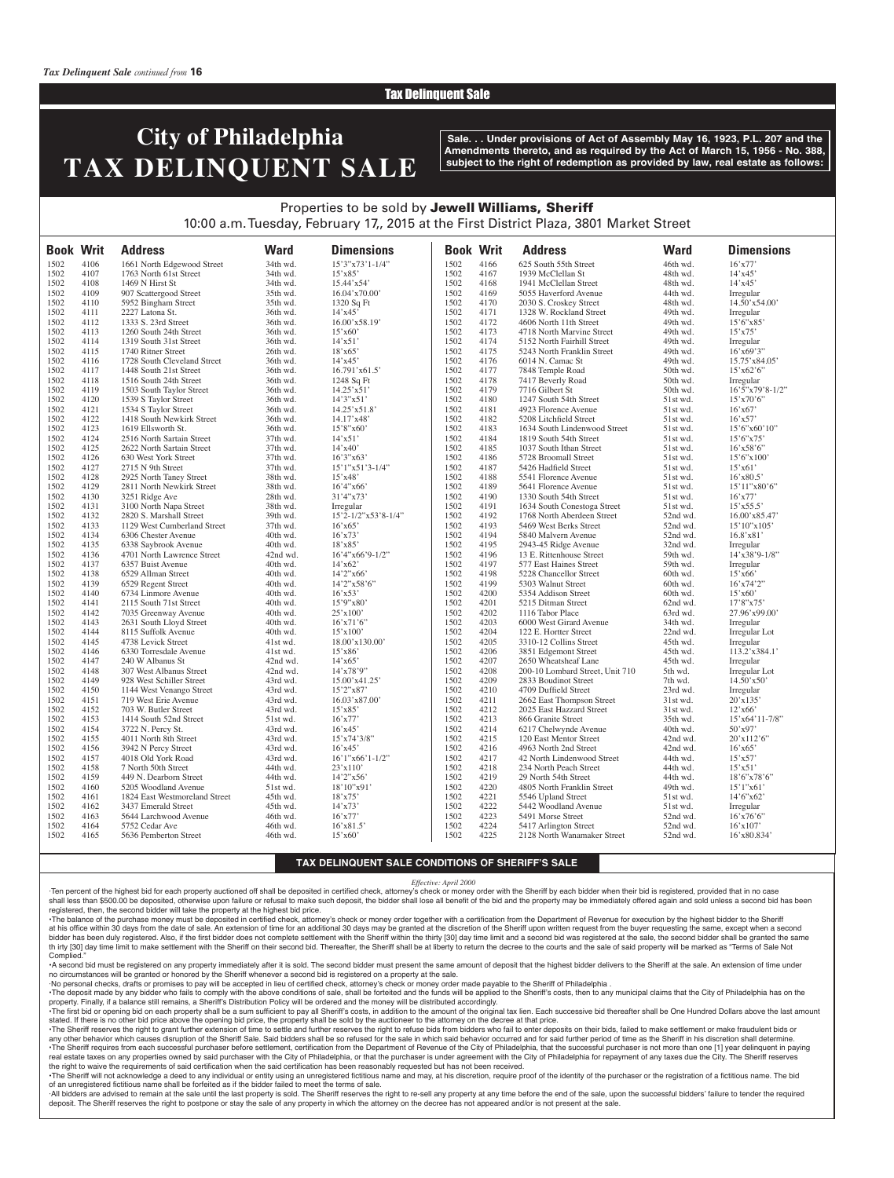*Tax Delinquent Sale continued from* **16**

**Tax Delinquent Sale**

# City of Philadelphia TAX DELINQUENT SALE

**Sale. . . Under provisions of Act of Assembly May 16, 1923, P.L. 207 and the Amendments thereto, and as required by the Act of March 15, 1956 - No. 388, subject to the right of redemption as provided by law, real estate as follows:**

Properties to be sold by **Jewell Williams, Sheriff**
10:00 a.m. Tuesday, February 17,, 2015 at the First District Plaza, 3801 Market Street

| Book | Writ | Address | Ward | Dimensions |
|---|---|---|---|---|
| 1502 | 4106 | 1661 North Edgewood Street | 34th wd. | 15'3"x73'1-1/4" |
| 1502 | 4107 | 1763 North 61st Street | 34th wd. | 15'x85' |
| 1502 | 4108 | 1469 N Hirst St | 34th wd. | 15.44'x54' |
| 1502 | 4109 | 907 Scattergood Street | 35th wd. | 16.04'x70.00' |
| 1502 | 4110 | 5952 Bingham Street | 35th wd. | 1320 Sq Ft |
| 1502 | 4111 | 2227 Latona St. | 36th wd. | 14'x45' |
| 1502 | 4112 | 1333 S. 23rd Street | 36th wd. | 16.00'x58.19' |
| 1502 | 4113 | 1260 South 24th Street | 36th wd. | 15'x60' |
| 1502 | 4114 | 1319 South 31st Street | 36th wd. | 14'x51' |
| 1502 | 4115 | 1740 Ritner Street | 26th wd. | 18'x65' |
| 1502 | 4116 | 1728 South Cleveland Street | 36th wd. | 14'x45' |
| 1502 | 4117 | 1448 South 21st Street | 36th wd. | 16.791'x61.5' |
| 1502 | 4118 | 1516 South 24th Street | 36th wd. | 1248 Sq Ft |
| 1502 | 4119 | 1503 South Taylor Street | 36th wd. | 14.25'x51' |
| 1502 | 4120 | 1539 S Taylor Street | 36th wd. | 14'3"x51' |
| 1502 | 4121 | 1534 S Taylor Street | 36th wd. | 14.25'x51.8' |
| 1502 | 4122 | 1418 South Newkirk Street | 36th wd. | 14.17'x48' |
| 1502 | 4123 | 1619 Ellsworth St. | 36th wd. | 15'8"x60' |
| 1502 | 4124 | 2516 North Sartain Street | 37th wd. | 14'x51' |
| 1502 | 4125 | 2622 North Sartain Street | 37th wd. | 14'x40' |
| 1502 | 4126 | 630 West York Street | 37th wd. | 16'3"x63' |
| 1502 | 4127 | 2715 N 9th Street | 37th wd. | 15'1"x51'3-1/4" |
| 1502 | 4128 | 2925 North Taney Street | 38th wd. | 15'x48' |
| 1502 | 4129 | 2811 North Newkirk Street | 38th wd. | 16'4"x66' |
| 1502 | 4130 | 3251 Ridge Ave | 28th wd. | 31'4"x73' |
| 1502 | 4131 | 3100 North Napa Street | 38th wd. | Irregular |
| 1502 | 4132 | 2820 S. Marshall Street | 39th wd. | 15'2-1/2"x53'8-1/4" |
| 1502 | 4133 | 1129 West Cumberland Street | 37th wd. | 16'x65' |
| 1502 | 4134 | 6306 Chester Avenue | 40th wd. | 16'x73' |
| 1502 | 4135 | 6338 Saybrook Avenue | 40th wd. | 18'x85' |
| 1502 | 4136 | 4701 North Lawrence Street | 42nd wd. | 16'4"x66'9-1/2" |
| 1502 | 4137 | 6357 Buist Avenue | 40th wd. | 14'x62' |
| 1502 | 4138 | 6529 Allman Street | 40th wd. | 14'2"x66' |
| 1502 | 4139 | 6529 Regent Street | 40th wd. | 14'2"x58'6" |
| 1502 | 4140 | 6734 Linmore Avenue | 40th wd. | 16'x53' |
| 1502 | 4141 | 2115 South 71st Street | 40th wd. | 15'9"x80' |
| 1502 | 4142 | 7035 Greenway Avenue | 40th wd. | 25'x100' |
| 1502 | 4143 | 2631 South Lloyd Street | 40th wd. | 16'x71'6" |
| 1502 | 4144 | 8115 Suffolk Avenue | 40th wd. | 15'x100' |
| 1502 | 4145 | 4738 Levick Street | 41st wd. | 18.00'x130.00' |
| 1502 | 4146 | 6330 Torresdale Avenue | 41st wd. | 15'x86' |
| 1502 | 4147 | 240 W Albanus St | 42nd wd. | 14'x65' |
| 1502 | 4148 | 307 West Albanus Street | 42nd wd. | 14'x78'9" |
| 1502 | 4149 | 928 West Schiller Street | 43rd wd. | 15.00'x41.25' |
| 1502 | 4150 | 1144 West Venango Street | 43rd wd. | 15'2"x87' |
| 1502 | 4151 | 719 West Erie Avenue | 43rd wd. | 16.03'x87.00' |
| 1502 | 4152 | 703 W. Butler Street | 43rd wd. | 15'x85' |
| 1502 | 4153 | 1414 South 52nd Street | 51st wd. | 16'x77' |
| 1502 | 4154 | 3722 N. Percy St. | 43rd wd. | 16'x45' |
| 1502 | 4155 | 4011 North 8th Street | 43rd wd. | 15'x74'3/8" |
| 1502 | 4156 | 3942 N Percy Street | 43rd wd. | 16'x45' |
| 1502 | 4157 | 4018 Old York Road | 43rd wd. | 16'1"x66'1-1/2" |
| 1502 | 4158 | 7 North 50th Street | 44th wd. | 23'x110' |
| 1502 | 4159 | 449 N. Dearborn Street | 44th wd. | 14'2"x56' |
| 1502 | 4160 | 5205 Woodland Avenue | 51st wd. | 18'10"x91' |
| 1502 | 4161 | 1824 East Westmoreland Street | 45th wd. | 18'x75' |
| 1502 | 4162 | 3437 Emerald Street | 45th wd. | 14'x73' |
| 1502 | 4163 | 5644 Larchwood Avenue | 46th wd. | 16'x77' |
| 1502 | 4164 | 5752 Cedar Ave | 46th wd. | 16'x81.5' |
| 1502 | 4165 | 5636 Pemberton Street | 46th wd. | 15'x60' |
| 1502 | 4166 | 625 South 55th Street | 46th wd. | 16'x77' |
| 1502 | 4167 | 1939 McClellan St | 48th wd. | 14'x45' |
| 1502 | 4168 | 1941 McClellan Street | 48th wd. | 14'x45' |
| 1502 | 4169 | 5055 Haverford Avenue | 44th wd. | Irregular |
| 1502 | 4170 | 2030 S. Croskey Street | 48th wd. | 14.50'x54.00' |
| 1502 | 4171 | 1328 W. Rockland Street | 49th wd. | Irregular |
| 1502 | 4172 | 4606 North 11th Street | 49th wd. | 15'6"x85' |
| 1502 | 4173 | 4718 North Marvine Street | 49th wd. | 15'x75' |
| 1502 | 4174 | 5152 North Fairhill Street | 49th wd. | Irregular |
| 1502 | 4175 | 5243 North Franklin Street | 49th wd. | 16'x69'3" |
| 1502 | 4176 | 6014 N. Camac St | 49th wd. | 15.75'x84.05' |
| 1502 | 4177 | 7848 Temple Road | 50th wd. | 15'x62'6" |
| 1502 | 4178 | 7417 Beverly Road | 50th wd. | Irregular |
| 1502 | 4179 | 7716 Gilbert St | 50th wd. | 16'5"x79'8-1/2" |
| 1502 | 4180 | 1247 South 54th Street | 51st wd. | 15'x70'6" |
| 1502 | 4181 | 4923 Florence Avenue | 51st wd. | 16'x67' |
| 1502 | 4182 | 5208 Litchfield Street | 51st wd. | 16'x57' |
| 1502 | 4183 | 1634 South Lindenwood Street | 51st wd. | 15'6"x60'10" |
| 1502 | 4184 | 1819 South 54th Street | 51st wd. | 15'6"x75' |
| 1502 | 4185 | 1037 South Ithan Street | 51st wd. | 16'x58'6" |
| 1502 | 4186 | 5728 Broomall Street | 51st wd. | 15'6"x100' |
| 1502 | 4187 | 5426 Hadfield Street | 51st wd. | 15'x61' |
| 1502 | 4188 | 5541 Florence Avenue | 51st wd. | 16'x80.5' |
| 1502 | 4189 | 5641 Florence Avenue | 51st wd. | 15'11"x80'6" |
| 1502 | 4190 | 1330 South 54th Street | 51st wd. | 16'x77' |
| 1502 | 4191 | 1634 South Conestoga Street | 51st wd. | 15'x55.5' |
| 1502 | 4192 | 1768 North Aberdeen Street | 52nd wd. | 16.00'x85.47' |
| 1502 | 4193 | 5469 West Berks Street | 52nd wd. | 15'10"x105' |
| 1502 | 4194 | 5840 Malvern Avenue | 52nd wd. | 16.8'x81' |
| 1502 | 4195 | 2943-45 Ridge Avenue | 32nd wd. | Irregular |
| 1502 | 4196 | 13 E. Rittenhouse Street | 59th wd. | 14'x38'9-1/8" |
| 1502 | 4197 | 577 East Haines Street | 59th wd. | Irregular |
| 1502 | 4198 | 5228 Chancellor Street | 60th wd. | 15'x66' |
| 1502 | 4199 | 5303 Walnut Street | 60th wd. | 16'x74'2" |
| 1502 | 4200 | 5354 Addison Street | 60th wd. | 15'x60' |
| 1502 | 4201 | 5215 Ditman Street | 62nd wd. | 17'8"x75' |
| 1502 | 4202 | 1116 Tabor Place | 63rd wd. | 27.96'x99.00' |
| 1502 | 4203 | 6000 West Girard Avenue | 34th wd. | Irregular |
| 1502 | 4204 | 122 E. Hortter Street | 22nd wd. | Irregular Lot |
| 1502 | 4205 | 3310-12 Collins Street | 45th wd. | Irregular |
| 1502 | 4206 | 3851 Edgemont Street | 45th wd. | 113.2'x384.1' |
| 1502 | 4207 | 2650 Wheatsheaf Lane | 45th wd. | Irregular |
| 1502 | 4208 | 200-10 Lombard Street, Unit 710 | 5th wd. | Irregular Lot |
| 1502 | 4209 | 2833 Boudinot Street | 7th wd. | 14.50'x50' |
| 1502 | 4210 | 4709 Duffield Street | 23rd wd. | Irregular |
| 1502 | 4211 | 2662 East Thompson Street | 31st wd. | 20'x135' |
| 1502 | 4212 | 2025 East Hazzard Street | 31st wd. | 12'x66' |
| 1502 | 4213 | 866 Granite Street | 35th wd. | 15'x64'11-7/8" |
| 1502 | 4214 | 6217 Chelwynde Avenue | 40th wd. | 50'x97' |
| 1502 | 4215 | 120 East Mentor Street | 42nd wd. | 20'x112'6" |
| 1502 | 4216 | 4963 North 2nd Street | 42nd wd. | 16'x65' |
| 1502 | 4217 | 42 North Lindenwood Street | 44th wd. | 15'x57' |
| 1502 | 4218 | 234 North Peach Street | 44th wd. | 15'x51' |
| 1502 | 4219 | 29 North 54th Street | 44th wd. | 18'6"x78'6" |
| 1502 | 4220 | 4805 North Franklin Street | 49th wd. | 15'1"x61' |
| 1502 | 4221 | 5546 Upland Street | 51st wd. | 14'6"x62' |
| 1502 | 4222 | 5442 Woodland Avenue | 51st wd. | Irregular |
| 1502 | 4223 | 5491 Morse Street | 52nd wd. | 16'x76'6" |
| 1502 | 4224 | 5417 Arlington Street | 52nd wd. | 16'x107' |
| 1502 | 4225 | 2128 North Wanamaker Street | 52nd wd. | 16'x80.834' |

## TAX DELINQUENT SALE CONDITIONS OF SHERIFF'S SALE

*Effective: April 2000*

·Ten percent of the highest bid for each property auctioned off shall be deposited in certified check, attorney's check or money order with the Sheriff by each bidder when their bid is registered, provided that in no case shall less than $500.00 be deposited, otherwise upon failure or refusal to make such deposit, the bidder shall lose all benefit of the bid and the property may be immediately offered again and sold unless a second bid has been registered, then, the second bidder will take the property at the highest bid price.

•The balance of the purchase money must be deposited in certified check, attorney's check or money order together with a certification from the Department of Revenue for execution by the highest bidder to the Sheriff at his office within 30 days from the date of sale. An extension of time for an additional 30 days may be granted at the discretion of the Sheriff upon written request from the buyer requesting the same, except when a second bidder has been duly registered. Also, if the first bidder does not complete settlement with the Sheriff within the thirty [30] day time limit and a second bid was registered at the sale, the second bidder shall be granted the same th irty [30] day time limit to make settlement with the Sheriff on their second bid. Thereafter, the Sheriff shall be at liberty to return the decree to the courts and the sale of said property will be marked as "Terms of Sale Not Complied."

•A second bid must be registered on any property immediately after it is sold. The second bidder must present the same amount of deposit that the highest bidder delivers to the Sheriff at the sale. An extension of time under no circumstances will be granted or honored by the Sheriff whenever a second bid is registered on a property at the sale.

·No personal checks, drafts or promises to pay will be accepted in lieu of certified check, attorney's check or money order made payable to the Sheriff of Philadelphia .

•The deposit made by any bidder who fails to comply with the above conditions of sale, shall be forteited and the funds will be applied to the Sheriff's costs, then to any municipal claims that the City of Philadelphia has on the property. Finally, if a balance still remains, a Sheriff's Distribution Policy will be ordered and the money will be distributed accordingly.

•The first bid or opening bid on each property shall be a sum sufficient to pay all Sheriff's costs, in addition to the amount of the original tax lien. Each successive bid thereafter shall be One Hundred Dollars above the last amount stated. If there is no other bid price above the opening bid price, the property shall be sold by the auctioneer to the attorney on the decree at that price.

•The Sheriff reserves the right to grant further extension of time to settle and further reserves the right to refuse bids from bidders who fail to enter deposits on their bids, failed to make settlement or make fraudulent bids or any other behavior which causes disruption of the Sheriff Sale. Said bidders shall be so refused for the sale in which said behavior occurred and for said further period of time as the Sheriff in his discretion shall determine.

•The Sheriff requires from each successful purchaser before settlement, certification from the Department of Revenue of the City of Philadelphia, that the successful purchaser is not more than one [1] year delinquent in paying real estate taxes on any properties owned by said purchaser with the City of Philadelphia, or that the purchaser is under agreement with the City of Philadelphia for repayment of any taxes due the City. The Sheriff reserves the right to waive the requirements of said certification when the said certification has been reasonably requested but has not been received.

•The Sheriff will not acknowledge a deed to any individual or entity using an unregistered fictitious name and may, at his discretion, require proof of the identity of the purchaser or the registration of a fictitious name. The bid of an unregistered fictitious name shall be forfeited as if the bidder failed to meet the terms of sale.

·All bidders are advised to remain at the sale until the last property is sold. The Sheriff reserves the right to re-sell any property at any time before the end of the sale, upon the successful bidders' failure to tender the required deposit. The Sheriff reserves the right to postpone or stay the sale of any property in which the attorney on the decree has not appeared and/or is not present at the sale.